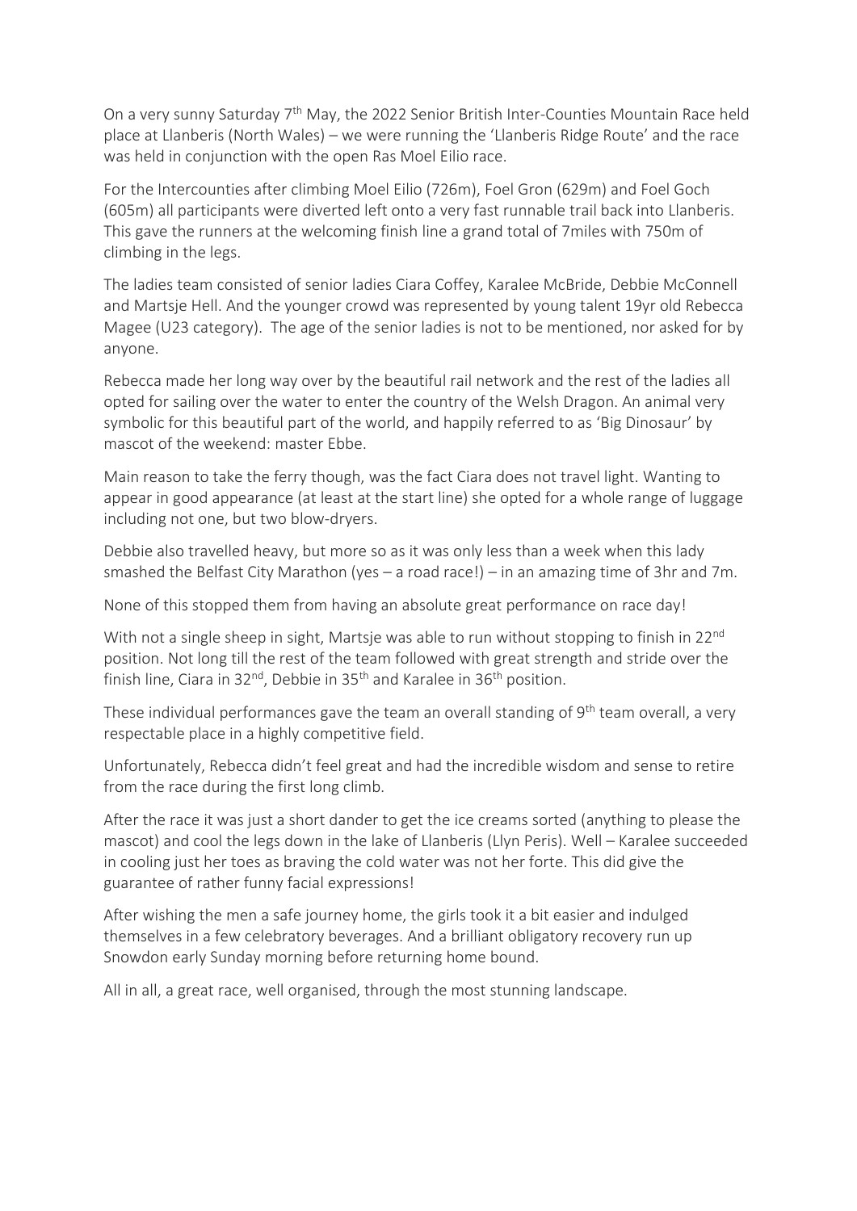On a very sunny Saturday 7th May, the 2022 Senior British Inter-Counties Mountain Race held place at Llanberis (North Wales) – we were running the 'Llanberis Ridge Route' and the race was held in conjunction with the open Ras Moel Eilio race.

For the Intercounties after climbing Moel Eilio (726m), Foel Gron (629m) and Foel Goch (605m) all participants were diverted left onto a very fast runnable trail back into Llanberis. This gave the runners at the welcoming finish line a grand total of 7miles with 750m of climbing in the legs.

The ladies team consisted of senior ladies Ciara Coffey, Karalee McBride, Debbie McConnell and Martsje Hell. And the younger crowd was represented by young talent 19yr old Rebecca Magee (U23 category). The age of the senior ladies is not to be mentioned, nor asked for by anyone.

Rebecca made her long way over by the beautiful rail network and the rest of the ladies all opted for sailing over the water to enter the country of the Welsh Dragon. An animal very symbolic for this beautiful part of the world, and happily referred to as 'Big Dinosaur' by mascot of the weekend: master Ebbe.

Main reason to take the ferry though, was the fact Ciara does not travel light. Wanting to appear in good appearance (at least at the start line) she opted for a whole range of luggage including not one, but two blow-dryers.

Debbie also travelled heavy, but more so as it was only less than a week when this lady smashed the Belfast City Marathon (yes – a road race!) – in an amazing time of 3hr and 7m.

None of this stopped them from having an absolute great performance on race day!

With not a single sheep in sight, Martsje was able to run without stopping to finish in 22nd position. Not long till the rest of the team followed with great strength and stride over the finish line, Ciara in 32nd, Debbie in 35th and Karalee in 36th position.

These individual performances gave the team an overall standing of 9th team overall, a very respectable place in a highly competitive field.

Unfortunately, Rebecca didn't feel great and had the incredible wisdom and sense to retire from the race during the first long climb.

After the race it was just a short dander to get the ice creams sorted (anything to please the mascot) and cool the legs down in the lake of Llanberis (Llyn Peris). Well – Karalee succeeded in cooling just her toes as braving the cold water was not her forte. This did give the guarantee of rather funny facial expressions!

After wishing the men a safe journey home, the girls took it a bit easier and indulged themselves in a few celebratory beverages. And a brilliant obligatory recovery run up Snowdon early Sunday morning before returning home bound.

All in all, a great race, well organised, through the most stunning landscape.